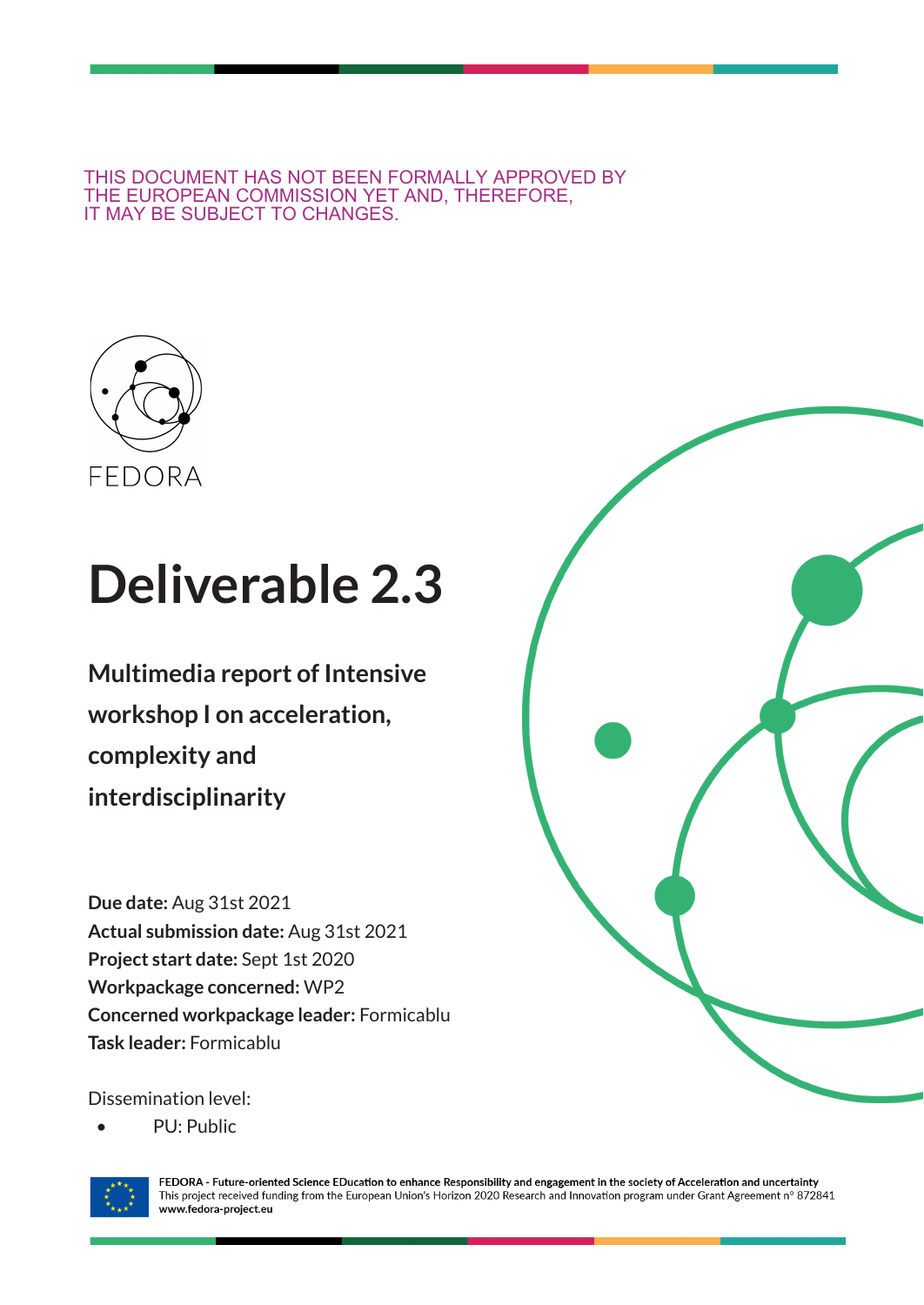THIS DOCUMENT HAS NOT BEEN FORMALLY APPROVED BY THE EUROPEAN COMMISSION YET AND, THEREFORE, IT MAY BE SUBJECT TO CHANGES.

FEDORA

# Deliverable 2.3

## Multimedia report of Intensive workshop I on acceleration, complexity and interdisciplinarity

**Due date:** Aug 31st 2021
**Actual submission date:** Aug 31st 2021
**Project start date:** Sept 1st 2020
**Workpackage concerned:** WP2
**Concerned workpackage leader:** Formicablu
**Task leader:** Formicablu

Dissemination level:

- PU: Public

**FEDORA - Future-oriented Science EDucation to enhance Responsibility and engagement in the society of Acceleration and uncertainty**
This project received funding from the European Union's Horizon 2020 Research and Innovation program under Grant Agreement nº 872841
**www.fedora-project.eu**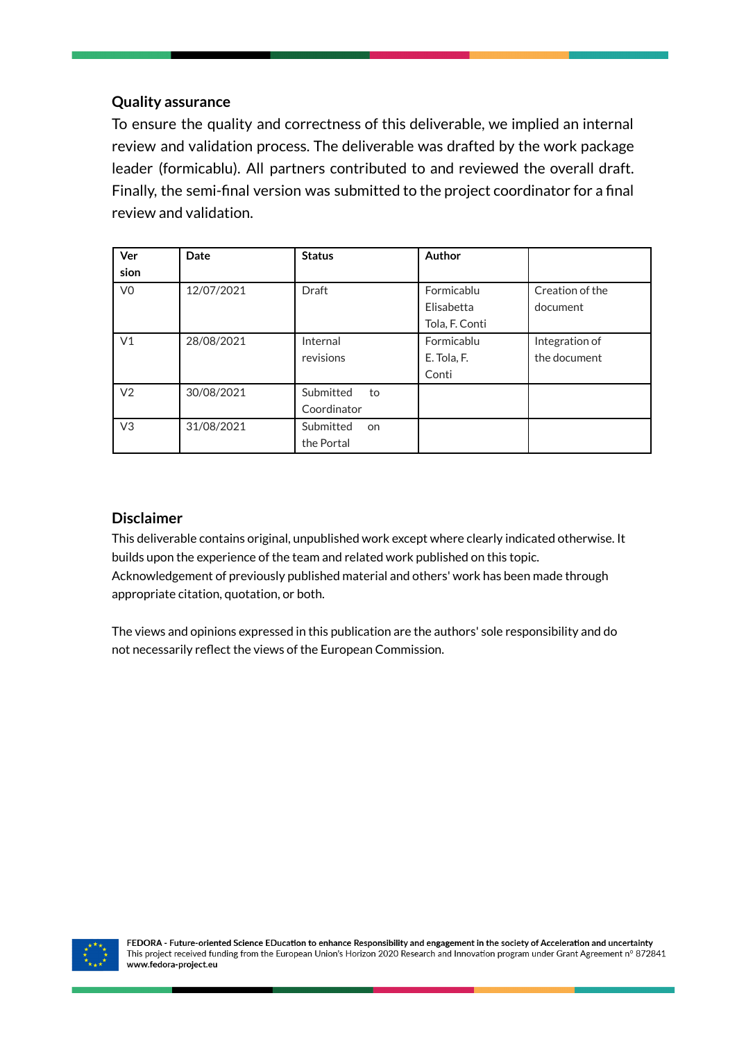### Quality assurance

To ensure the quality and correctness of this deliverable, we implied an internal review and validation process. The deliverable was drafted by the work package leader (formicablu). All partners contributed to and reviewed the overall draft. Finally, the semi-final version was submitted to the project coordinator for a final review and validation.

| Version | Date | Status | Author | |
|---|---|---|---|---|
| V0 | 12/07/2021 | Draft | Formicablu Elisabetta Tola, F. Conti | Creation of the document |
| V1 | 28/08/2021 | Internal revisions | Formicablu E. Tola, F. Conti | Integration of the document |
| V2 | 30/08/2021 | Submitted to Coordinator | | |
| V3 | 31/08/2021 | Submitted on the Portal | | |

### Disclaimer

This deliverable contains original, unpublished work except where clearly indicated otherwise. It builds upon the experience of the team and related work published on this topic. Acknowledgement of previously published material and others' work has been made through appropriate citation, quotation, or both.

The views and opinions expressed in this publication are the authors' sole responsibility and do not necessarily reflect the views of the European Commission.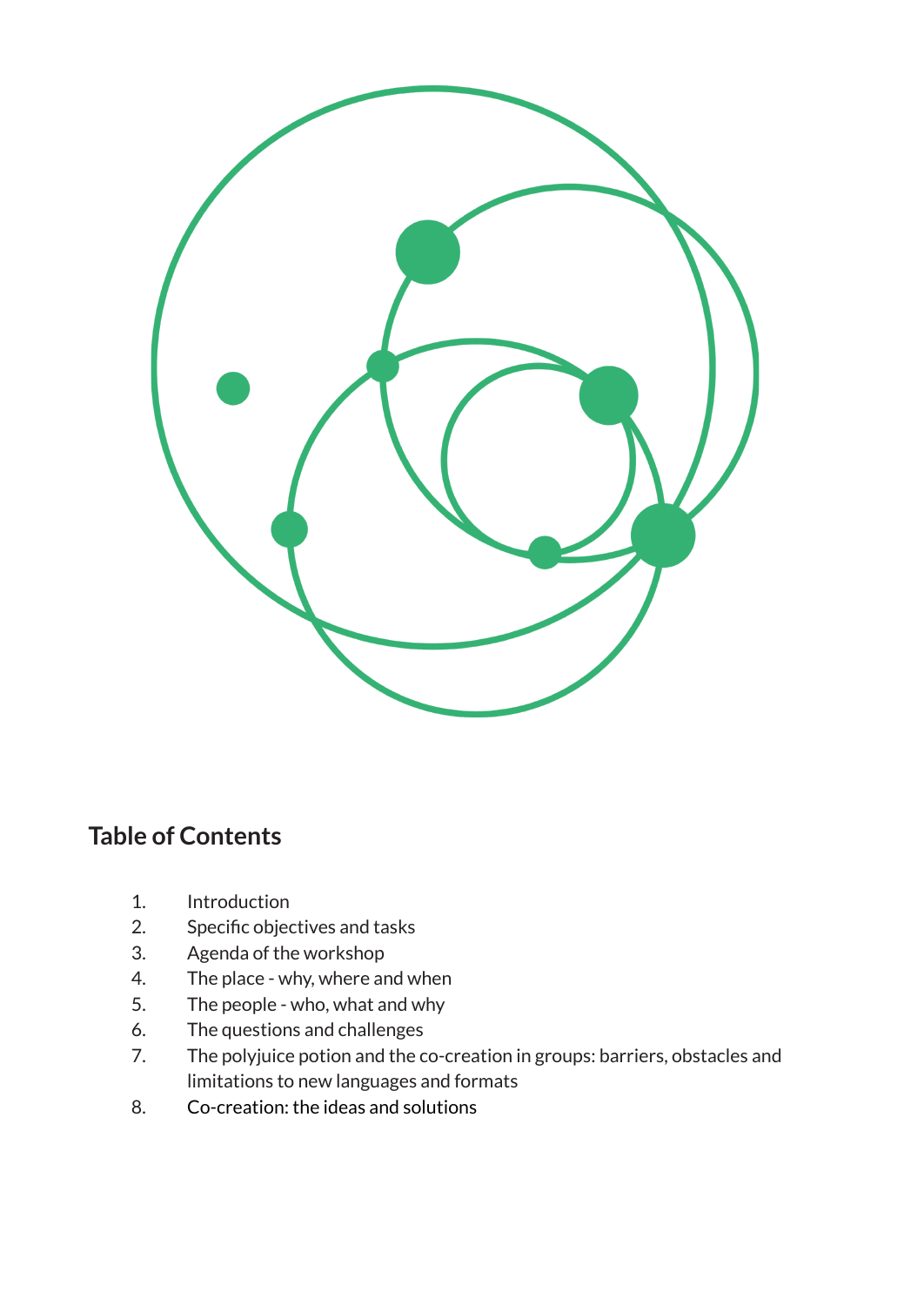## Table of Contents

1. Introduction
2. Specific objectives and tasks
3. Agenda of the workshop
4. The place - why, where and when
5. The people - who, what and why
6. The questions and challenges
7. The polyjuice potion and the co-creation in groups: barriers, obstacles and limitations to new languages and formats
8. Co-creation: the ideas and solutions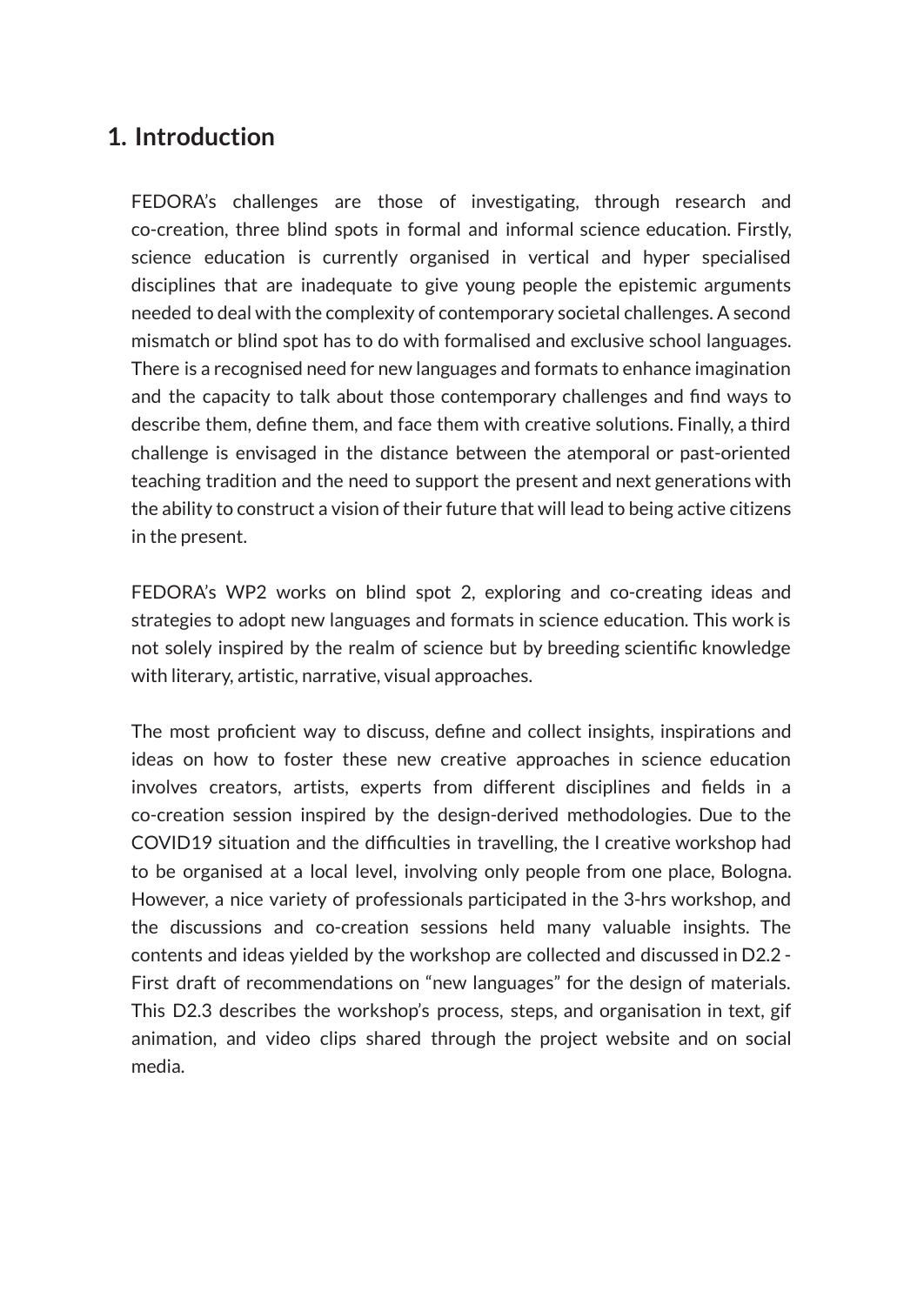# 1. Introduction

FEDORA's challenges are those of investigating, through research and co-creation, three blind spots in formal and informal science education. Firstly, science education is currently organised in vertical and hyper specialised disciplines that are inadequate to give young people the epistemic arguments needed to deal with the complexity of contemporary societal challenges. A second mismatch or blind spot has to do with formalised and exclusive school languages. There is a recognised need for new languages and formats to enhance imagination and the capacity to talk about those contemporary challenges and find ways to describe them, define them, and face them with creative solutions. Finally, a third challenge is envisaged in the distance between the atemporal or past-oriented teaching tradition and the need to support the present and next generations with the ability to construct a vision of their future that will lead to being active citizens in the present.

FEDORA's WP2 works on blind spot 2, exploring and co-creating ideas and strategies to adopt new languages and formats in science education. This work is not solely inspired by the realm of science but by breeding scientific knowledge with literary, artistic, narrative, visual approaches.

The most proficient way to discuss, define and collect insights, inspirations and ideas on how to foster these new creative approaches in science education involves creators, artists, experts from different disciplines and fields in a co-creation session inspired by the design-derived methodologies. Due to the COVID19 situation and the difficulties in travelling, the I creative workshop had to be organised at a local level, involving only people from one place, Bologna. However, a nice variety of professionals participated in the 3-hrs workshop, and the discussions and co-creation sessions held many valuable insights. The contents and ideas yielded by the workshop are collected and discussed in D2.2 - First draft of recommendations on "new languages" for the design of materials. This D2.3 describes the workshop's process, steps, and organisation in text, gif animation, and video clips shared through the project website and on social media.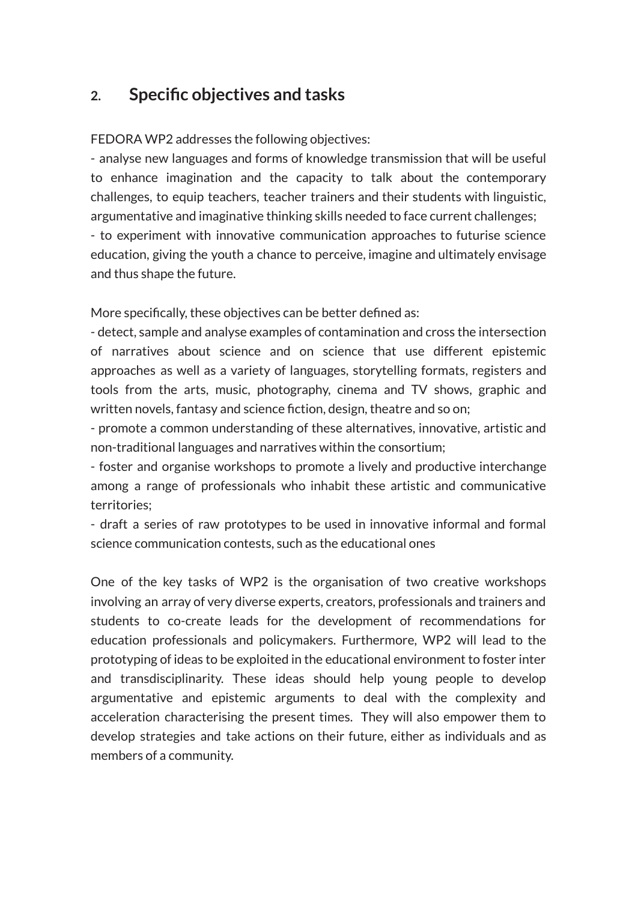## 2. Specific objectives and tasks

FEDORA WP2 addresses the following objectives:

- analyse new languages and forms of knowledge transmission that will be useful to enhance imagination and the capacity to talk about the contemporary challenges, to equip teachers, teacher trainers and their students with linguistic, argumentative and imaginative thinking skills needed to face current challenges;
- to experiment with innovative communication approaches to futurise science education, giving the youth a chance to perceive, imagine and ultimately envisage and thus shape the future.

More specifically, these objectives can be better defined as:

- detect, sample and analyse examples of contamination and cross the intersection of narratives about science and on science that use different epistemic approaches as well as a variety of languages, storytelling formats, registers and tools from the arts, music, photography, cinema and TV shows, graphic and written novels, fantasy and science fiction, design, theatre and so on;
- promote a common understanding of these alternatives, innovative, artistic and non-traditional languages and narratives within the consortium;
- foster and organise workshops to promote a lively and productive interchange among a range of professionals who inhabit these artistic and communicative territories;
- draft a series of raw prototypes to be used in innovative informal and formal science communication contests, such as the educational ones

One of the key tasks of WP2 is the organisation of two creative workshops involving an array of very diverse experts, creators, professionals and trainers and students to co-create leads for the development of recommendations for education professionals and policymakers. Furthermore, WP2 will lead to the prototyping of ideas to be exploited in the educational environment to foster inter and transdisciplinarity. These ideas should help young people to develop argumentative and epistemic arguments to deal with the complexity and acceleration characterising the present times. They will also empower them to develop strategies and take actions on their future, either as individuals and as members of a community.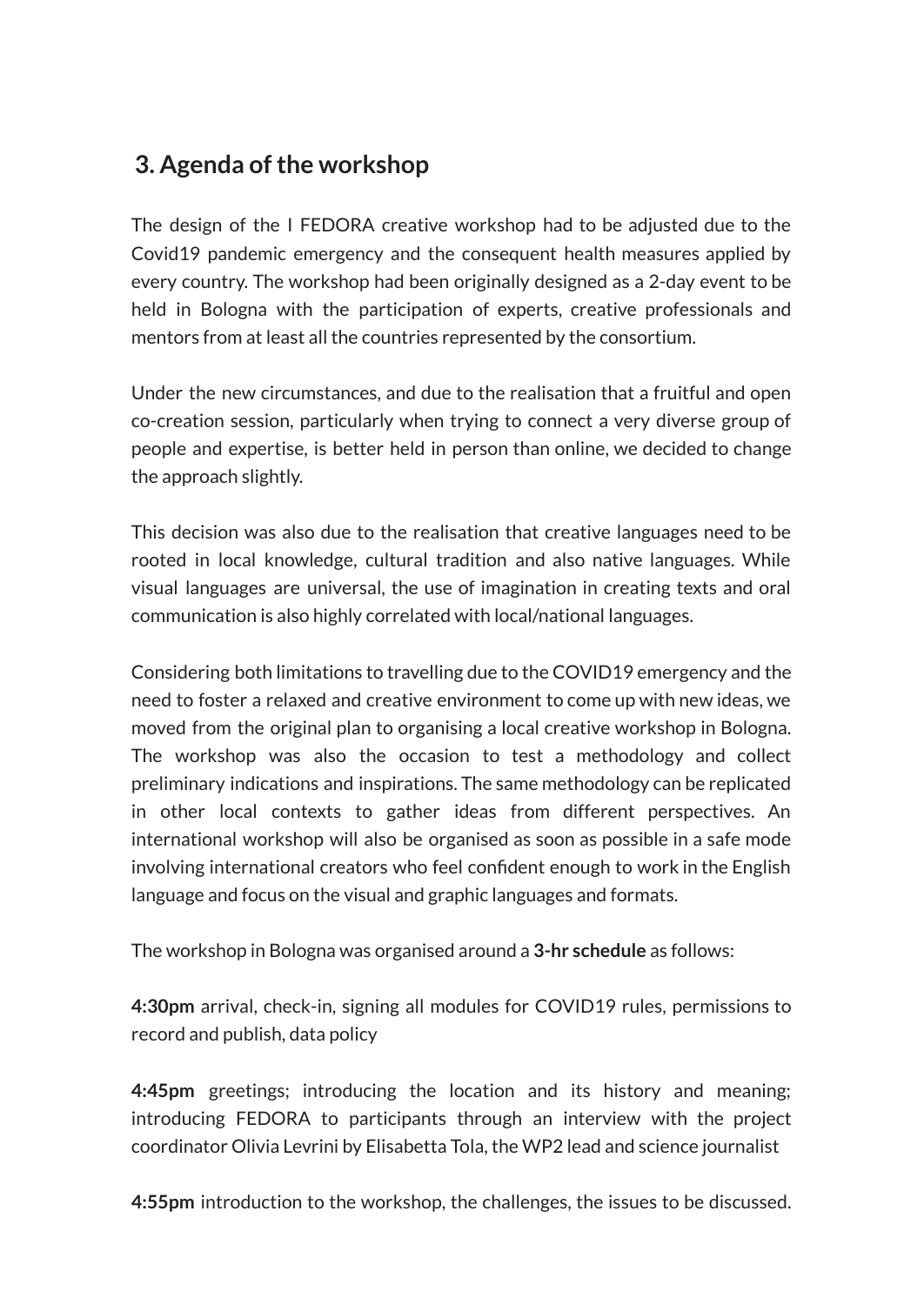## 3. Agenda of the workshop

The design of the I FEDORA creative workshop had to be adjusted due to the Covid19 pandemic emergency and the consequent health measures applied by every country. The workshop had been originally designed as a 2-day event to be held in Bologna with the participation of experts, creative professionals and mentors from at least all the countries represented by the consortium.

Under the new circumstances, and due to the realisation that a fruitful and open co-creation session, particularly when trying to connect a very diverse group of people and expertise, is better held in person than online, we decided to change the approach slightly.

This decision was also due to the realisation that creative languages need to be rooted in local knowledge, cultural tradition and also native languages. While visual languages are universal, the use of imagination in creating texts and oral communication is also highly correlated with local/national languages.

Considering both limitations to travelling due to the COVID19 emergency and the need to foster a relaxed and creative environment to come up with new ideas, we moved from the original plan to organising a local creative workshop in Bologna. The workshop was also the occasion to test a methodology and collect preliminary indications and inspirations. The same methodology can be replicated in other local contexts to gather ideas from different perspectives. An international workshop will also be organised as soon as possible in a safe mode involving international creators who feel confident enough to work in the English language and focus on the visual and graphic languages and formats.

The workshop in Bologna was organised around a **3-hr schedule** as follows:

**4:30pm** arrival, check-in, signing all modules for COVID19 rules, permissions to record and publish, data policy

**4:45pm** greetings; introducing the location and its history and meaning; introducing FEDORA to participants through an interview with the project coordinator Olivia Levrini by Elisabetta Tola, the WP2 lead and science journalist

**4:55pm** introduction to the workshop, the challenges, the issues to be discussed.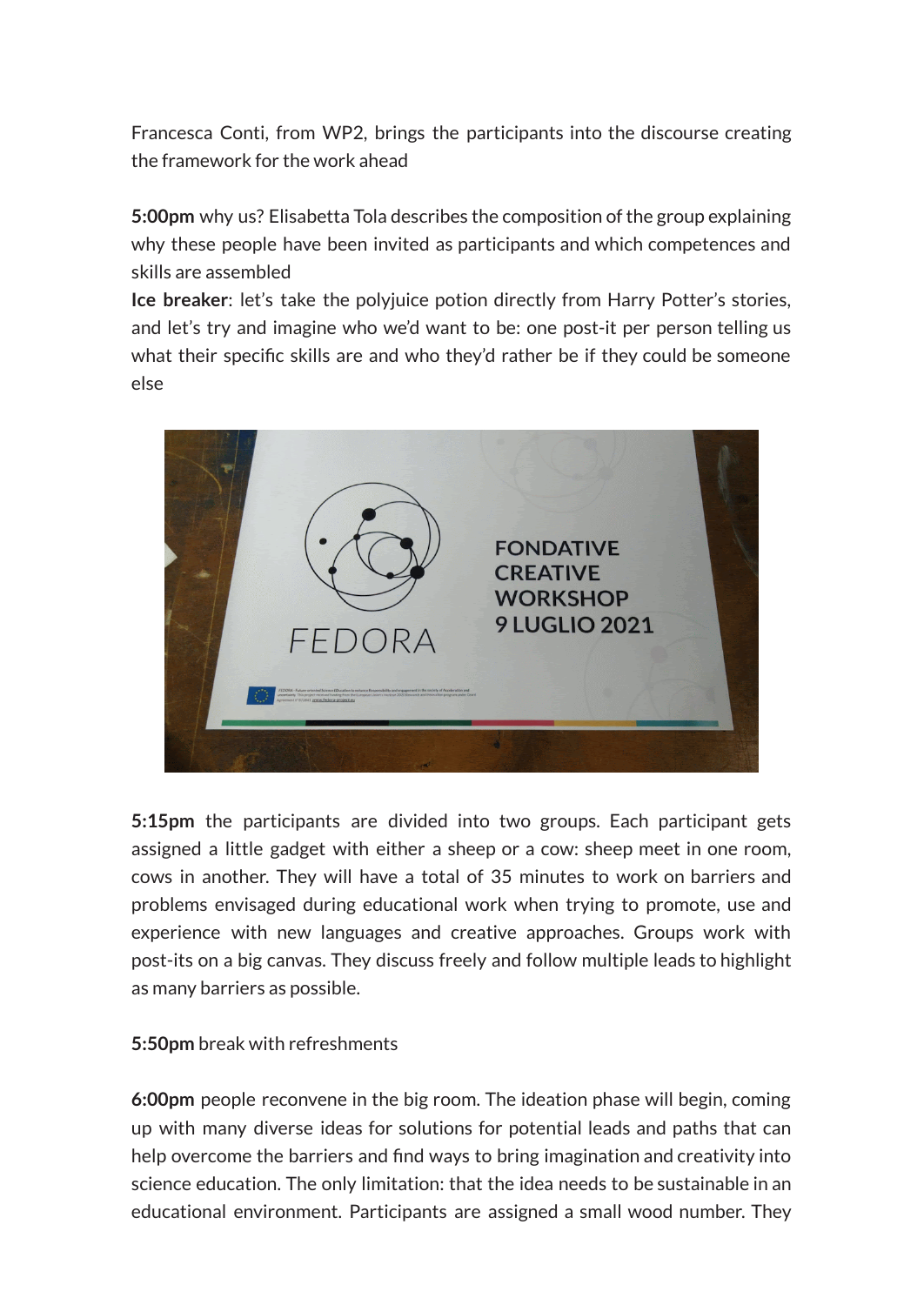Francesca Conti, from WP2, brings the participants into the discourse creating the framework for the work ahead

**5:00pm** why us? Elisabetta Tola describes the composition of the group explaining why these people have been invited as participants and which competences and skills are assembled

**Ice breaker**: let's take the polyjuice potion directly from Harry Potter's stories, and let's try and imagine who we'd want to be: one post-it per person telling us what their specific skills are and who they'd rather be if they could be someone else

**5:15pm** the participants are divided into two groups. Each participant gets assigned a little gadget with either a sheep or a cow: sheep meet in one room, cows in another. They will have a total of 35 minutes to work on barriers and problems envisaged during educational work when trying to promote, use and experience with new languages and creative approaches. Groups work with post-its on a big canvas. They discuss freely and follow multiple leads to highlight as many barriers as possible.

**5:50pm** break with refreshments

**6:00pm** people reconvene in the big room. The ideation phase will begin, coming up with many diverse ideas for solutions for potential leads and paths that can help overcome the barriers and find ways to bring imagination and creativity into science education. The only limitation: that the idea needs to be sustainable in an educational environment. Participants are assigned a small wood number. They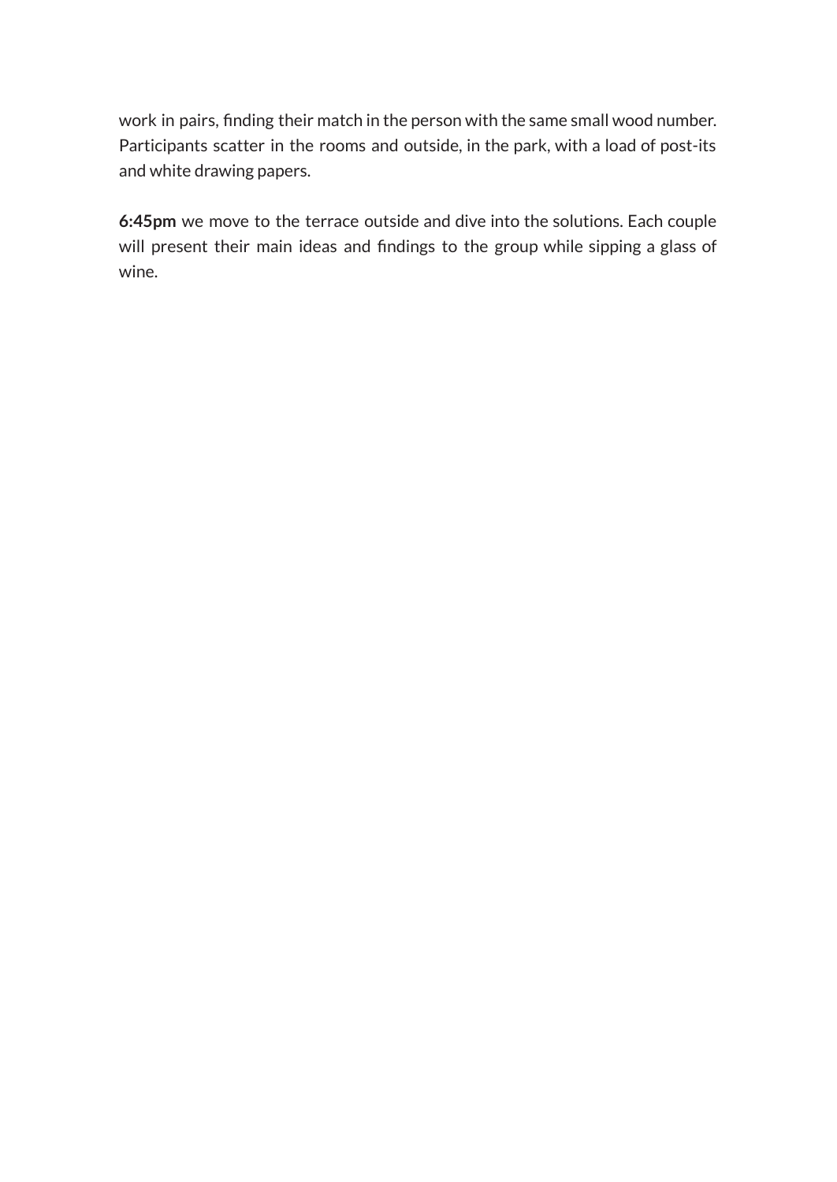work in pairs, finding their match in the person with the same small wood number. Participants scatter in the rooms and outside, in the park, with a load of post-its and white drawing papers.

**6:45pm** we move to the terrace outside and dive into the solutions. Each couple will present their main ideas and findings to the group while sipping a glass of wine.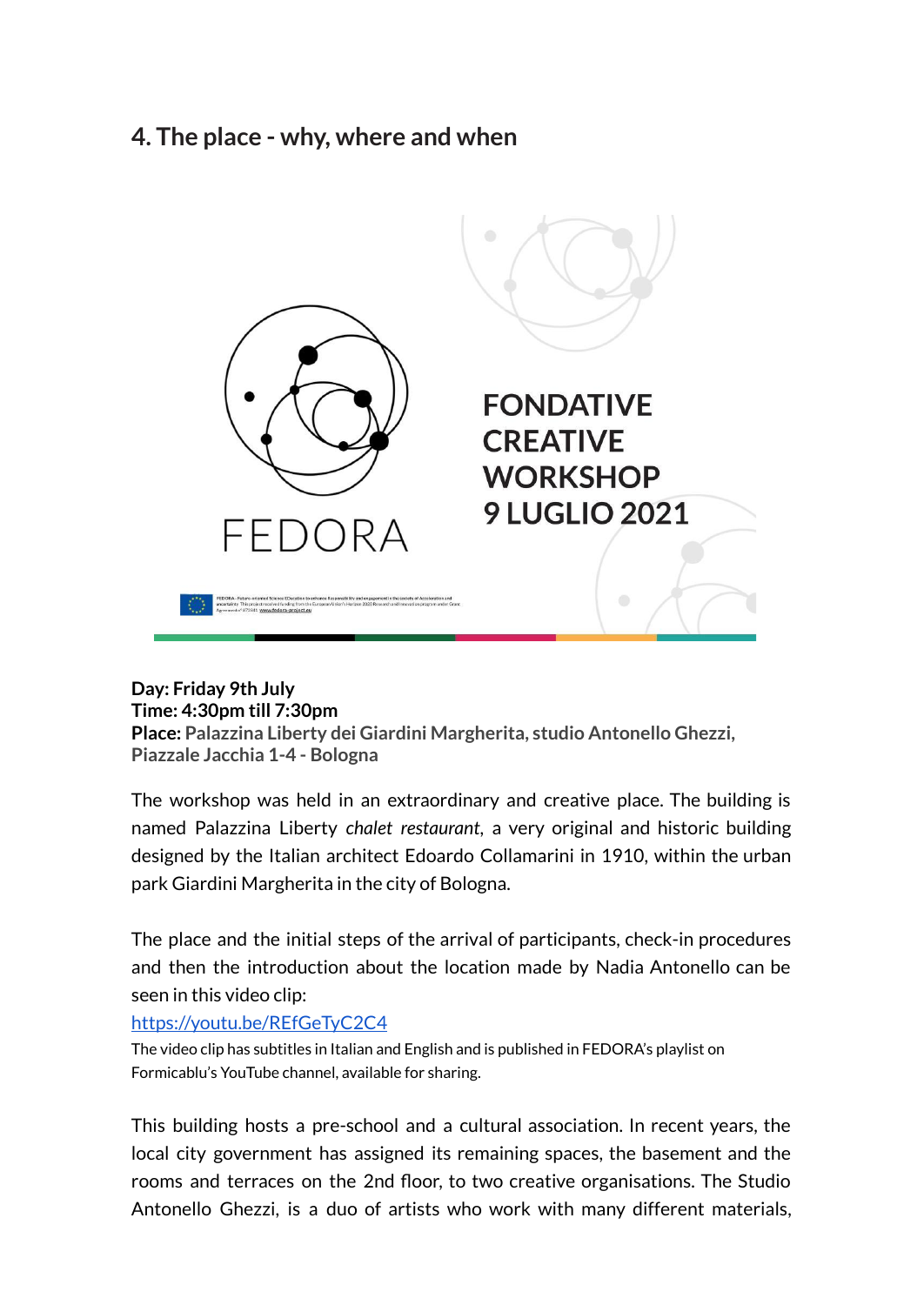## 4. The place - why, where and when

FEDORA

FONDATIVE CREATIVE WORKSHOP 9 LUGLIO 2021

**Day: Friday 9th July**
**Time: 4:30pm till 7:30pm**
**Place: Palazzina Liberty dei Giardini Margherita, studio Antonello Ghezzi, Piazzale Jacchia 1-4 - Bologna**

The workshop was held in an extraordinary and creative place. The building is named Palazzina Liberty *chalet restaurant*, a very original and historic building designed by the Italian architect Edoardo Collamarini in 1910, within the urban park Giardini Margherita in the city of Bologna.

The place and the initial steps of the arrival of participants, check-in procedures and then the introduction about the location made by Nadia Antonello can be seen in this video clip:
[https://youtu.be/REfGeTyC2C4](https://youtu.be/REfGeTyC2C4)
The video clip has subtitles in Italian and English and is published in FEDORA's playlist on Formicablu's YouTube channel, available for sharing.

This building hosts a pre-school and a cultural association. In recent years, the local city government has assigned its remaining spaces, the basement and the rooms and terraces on the 2nd floor, to two creative organisations. The Studio Antonello Ghezzi, is a duo of artists who work with many different materials,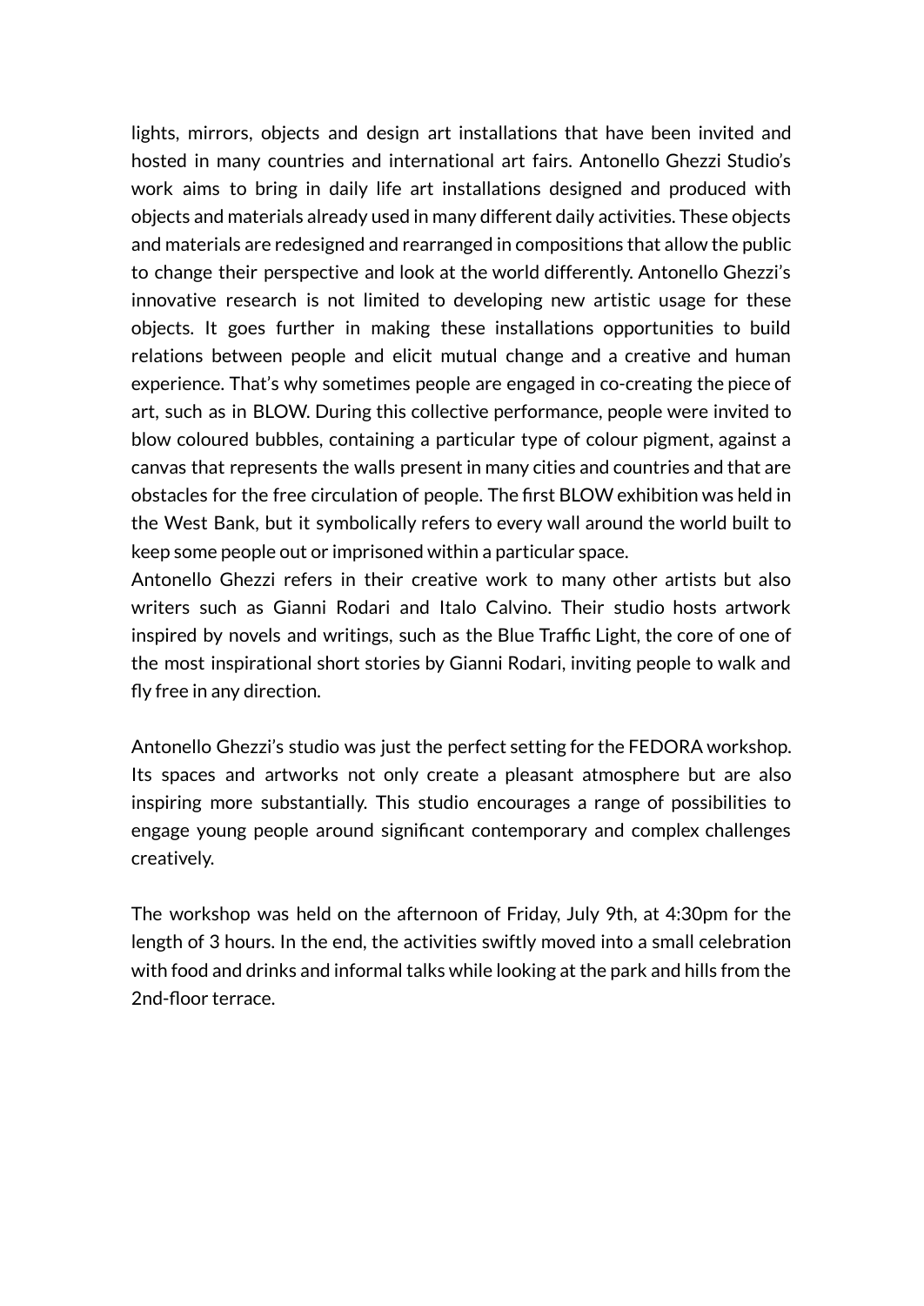lights, mirrors, objects and design art installations that have been invited and hosted in many countries and international art fairs. Antonello Ghezzi Studio's work aims to bring in daily life art installations designed and produced with objects and materials already used in many different daily activities. These objects and materials are redesigned and rearranged in compositions that allow the public to change their perspective and look at the world differently. Antonello Ghezzi's innovative research is not limited to developing new artistic usage for these objects. It goes further in making these installations opportunities to build relations between people and elicit mutual change and a creative and human experience. That's why sometimes people are engaged in co-creating the piece of art, such as in BLOW. During this collective performance, people were invited to blow coloured bubbles, containing a particular type of colour pigment, against a canvas that represents the walls present in many cities and countries and that are obstacles for the free circulation of people. The first BLOW exhibition was held in the West Bank, but it symbolically refers to every wall around the world built to keep some people out or imprisoned within a particular space.
Antonello Ghezzi refers in their creative work to many other artists but also writers such as Gianni Rodari and Italo Calvino. Their studio hosts artwork inspired by novels and writings, such as the Blue Traffic Light, the core of one of the most inspirational short stories by Gianni Rodari, inviting people to walk and fly free in any direction.

Antonello Ghezzi's studio was just the perfect setting for the FEDORA workshop. Its spaces and artworks not only create a pleasant atmosphere but are also inspiring more substantially. This studio encourages a range of possibilities to engage young people around significant contemporary and complex challenges creatively.

The workshop was held on the afternoon of Friday, July 9th, at 4:30pm for the length of 3 hours. In the end, the activities swiftly moved into a small celebration with food and drinks and informal talks while looking at the park and hills from the 2nd-floor terrace.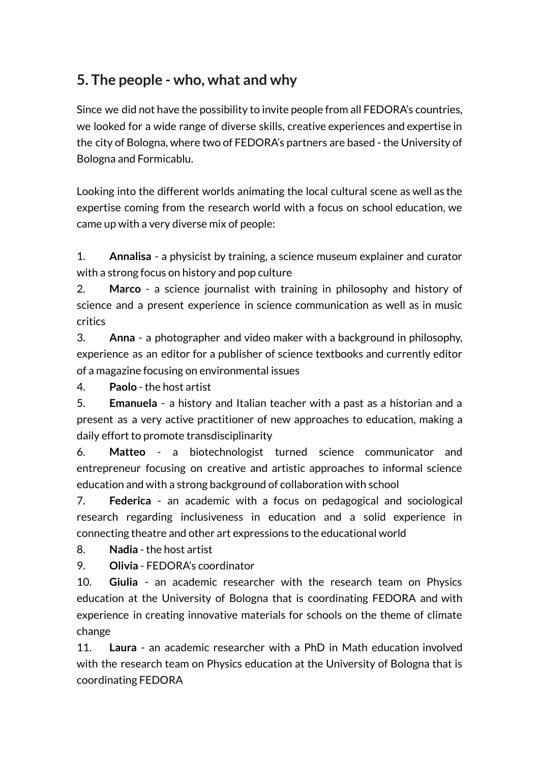## 5. The people - who, what and why

Since we did not have the possibility to invite people from all FEDORA's countries, we looked for a wide range of diverse skills, creative experiences and expertise in the city of Bologna, where two of FEDORA's partners are based - the University of Bologna and Formicablu.

Looking into the different worlds animating the local cultural scene as well as the expertise coming from the research world with a focus on school education, we came up with a very diverse mix of people:

1. **Annalisa** - a physicist by training, a science museum explainer and curator with a strong focus on history and pop culture
2. **Marco** - a science journalist with training in philosophy and history of science and a present experience in science communication as well as in music critics
3. **Anna** - a photographer and video maker with a background in philosophy, experience as an editor for a publisher of science textbooks and currently editor of a magazine focusing on environmental issues
4. **Paolo** - the host artist
5. **Emanuela** - a history and Italian teacher with a past as a historian and a present as a very active practitioner of new approaches to education, making a daily effort to promote transdisciplinarity
6. **Matteo** - a biotechnologist turned science communicator and entrepreneur focusing on creative and artistic approaches to informal science education and with a strong background of collaboration with school
7. **Federica** - an academic with a focus on pedagogical and sociological research regarding inclusiveness in education and a solid experience in connecting theatre and other art expressions to the educational world
8. **Nadia** - the host artist
9. **Olivia** - FEDORA's coordinator
10. **Giulia** - an academic researcher with the research team on Physics education at the University of Bologna that is coordinating FEDORA and with experience in creating innovative materials for schools on the theme of climate change
11. **Laura** - an academic researcher with a PhD in Math education involved with the research team on Physics education at the University of Bologna that is coordinating FEDORA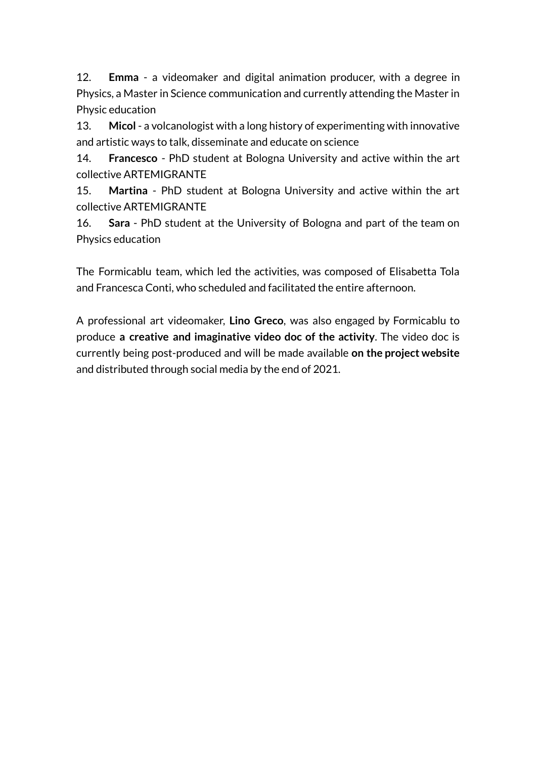12. **Emma** - a videomaker and digital animation producer, with a degree in Physics, a Master in Science communication and currently attending the Master in Physic education
13. **Micol** - a volcanologist with a long history of experimenting with innovative and artistic ways to talk, disseminate and educate on science
14. **Francesco** - PhD student at Bologna University and active within the art collective ARTEMIGRANTE
15. **Martina** - PhD student at Bologna University and active within the art collective ARTEMIGRANTE
16. **Sara** - PhD student at the University of Bologna and part of the team on Physics education

The Formicablu team, which led the activities, was composed of Elisabetta Tola and Francesca Conti, who scheduled and facilitated the entire afternoon.

A professional art videomaker, **Lino Greco**, was also engaged by Formicablu to produce **a creative and imaginative video doc of the activity**. The video doc is currently being post-produced and will be made available **on the project website** and distributed through social media by the end of 2021.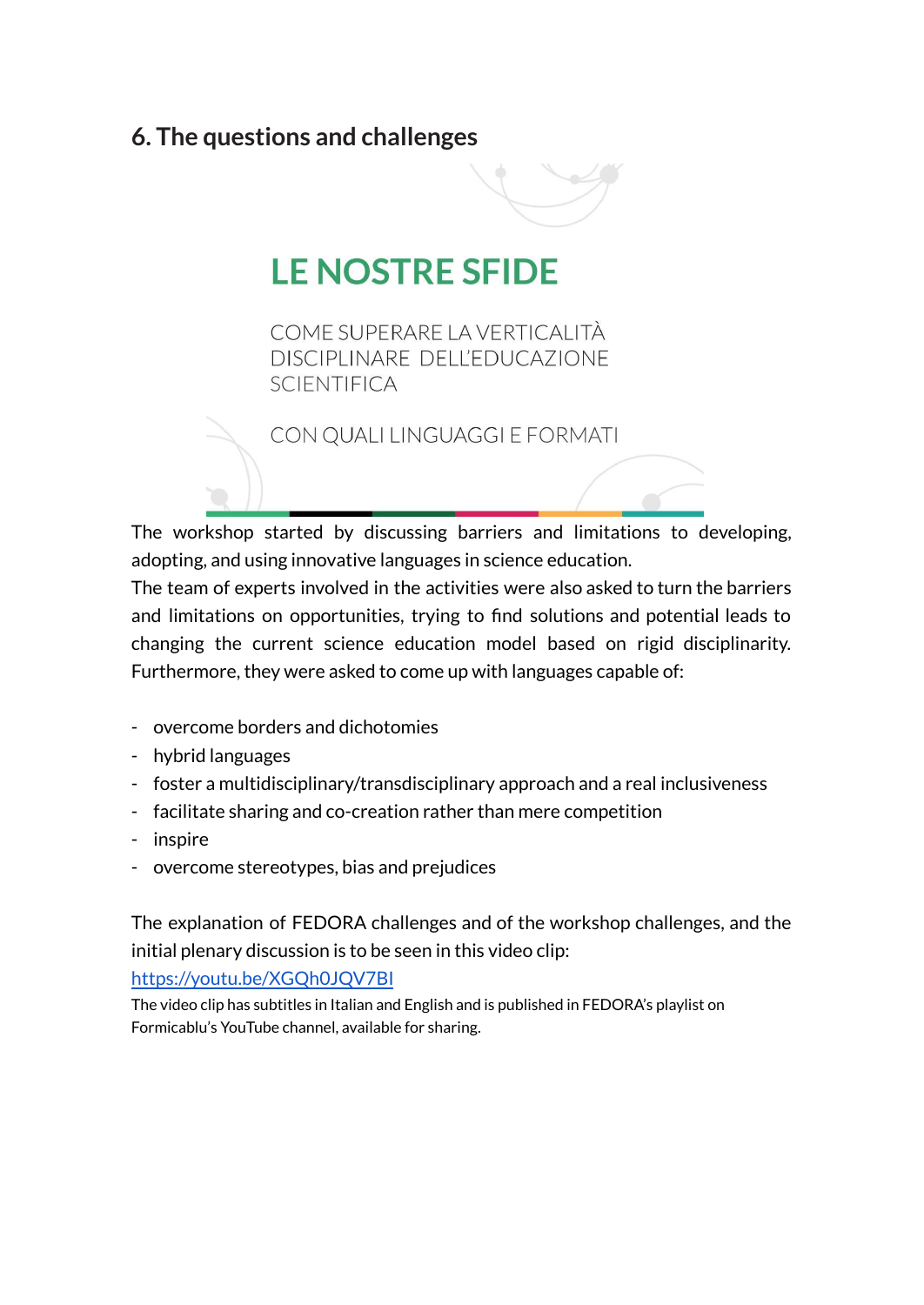## 6. The questions and challenges

LE NOSTRE SFIDE

COME SUPERARE LA VERTICALITÀ DISCIPLINARE DELL'EDUCAZIONE SCIENTIFICA

CON QUALI LINGUAGGI E FORMATI

The workshop started by discussing barriers and limitations to developing, adopting, and using innovative languages in science education.
The team of experts involved in the activities were also asked to turn the barriers and limitations on opportunities, trying to find solutions and potential leads to changing the current science education model based on rigid disciplinarity. Furthermore, they were asked to come up with languages capable of:

- overcome borders and dichotomies
- hybrid languages
- foster a multidisciplinary/transdisciplinary approach and a real inclusiveness
- facilitate sharing and co-creation rather than mere competition
- inspire
- overcome stereotypes, bias and prejudices

The explanation of FEDORA challenges and of the workshop challenges, and the initial plenary discussion is to be seen in this video clip:
https://youtu.be/XGQh0JQV7BI
The video clip has subtitles in Italian and English and is published in FEDORA's playlist on Formicablu's YouTube channel, available for sharing.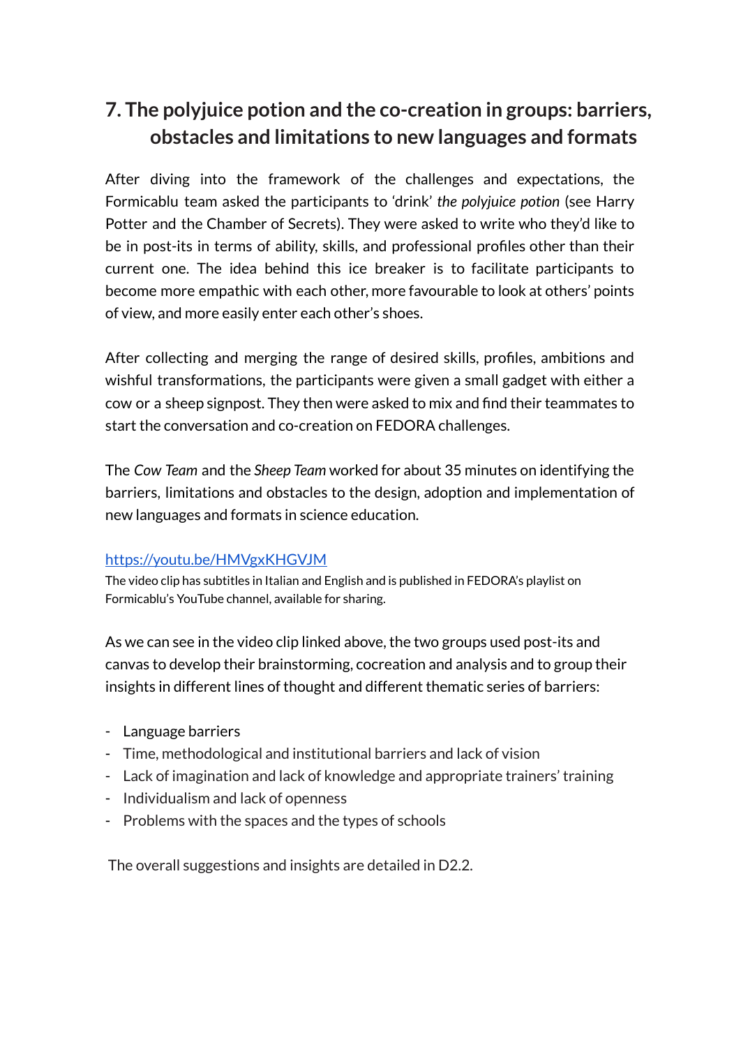## 7. The polyjuice potion and the co-creation in groups: barriers, obstacles and limitations to new languages and formats

After diving into the framework of the challenges and expectations, the Formicablu team asked the participants to 'drink' *the polyjuice potion* (see Harry Potter and the Chamber of Secrets). They were asked to write who they'd like to be in post-its in terms of ability, skills, and professional profiles other than their current one. The idea behind this ice breaker is to facilitate participants to become more empathic with each other, more favourable to look at others' points of view, and more easily enter each other's shoes.

After collecting and merging the range of desired skills, profiles, ambitions and wishful transformations, the participants were given a small gadget with either a cow or a sheep signpost. They then were asked to mix and find their teammates to start the conversation and co-creation on FEDORA challenges.

The *Cow Team* and the *Sheep Team* worked for about 35 minutes on identifying the barriers, limitations and obstacles to the design, adoption and implementation of new languages and formats in science education.

[https://youtu.be/HMVgxKHGVJM](https://youtu.be/HMVgxKHGVJM)

The video clip has subtitles in Italian and English and is published in FEDORA's playlist on Formicablu's YouTube channel, available for sharing.

As we can see in the video clip linked above, the two groups used post-its and canvas to develop their brainstorming, cocreation and analysis and to group their insights in different lines of thought and different thematic series of barriers:

- Language barriers
- Time, methodological and institutional barriers and lack of vision
- Lack of imagination and lack of knowledge and appropriate trainers' training
- Individualism and lack of openness
- Problems with the spaces and the types of schools

The overall suggestions and insights are detailed in D2.2.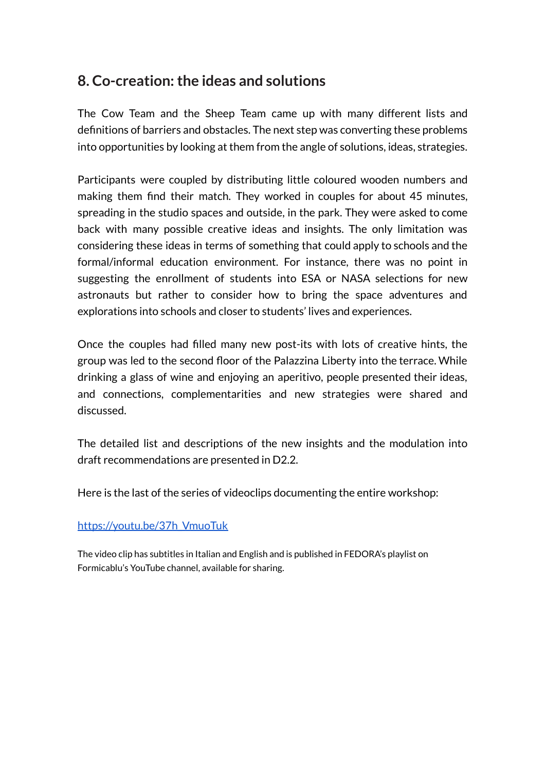## 8. Co-creation: the ideas and solutions

The Cow Team and the Sheep Team came up with many different lists and definitions of barriers and obstacles. The next step was converting these problems into opportunities by looking at them from the angle of solutions, ideas, strategies.

Participants were coupled by distributing little coloured wooden numbers and making them find their match. They worked in couples for about 45 minutes, spreading in the studio spaces and outside, in the park. They were asked to come back with many possible creative ideas and insights. The only limitation was considering these ideas in terms of something that could apply to schools and the formal/informal education environment. For instance, there was no point in suggesting the enrollment of students into ESA or NASA selections for new astronauts but rather to consider how to bring the space adventures and explorations into schools and closer to students' lives and experiences.

Once the couples had filled many new post-its with lots of creative hints, the group was led to the second floor of the Palazzina Liberty into the terrace. While drinking a glass of wine and enjoying an aperitivo, people presented their ideas, and connections, complementarities and new strategies were shared and discussed.

The detailed list and descriptions of the new insights and the modulation into draft recommendations are presented in D2.2.

Here is the last of the series of videoclips documenting the entire workshop:

[https://youtu.be/37h_VmuoTuk](https://youtu.be/37h_VmuoTuk)

The video clip has subtitles in Italian and English and is published in FEDORA's playlist on Formicablu's YouTube channel, available for sharing.